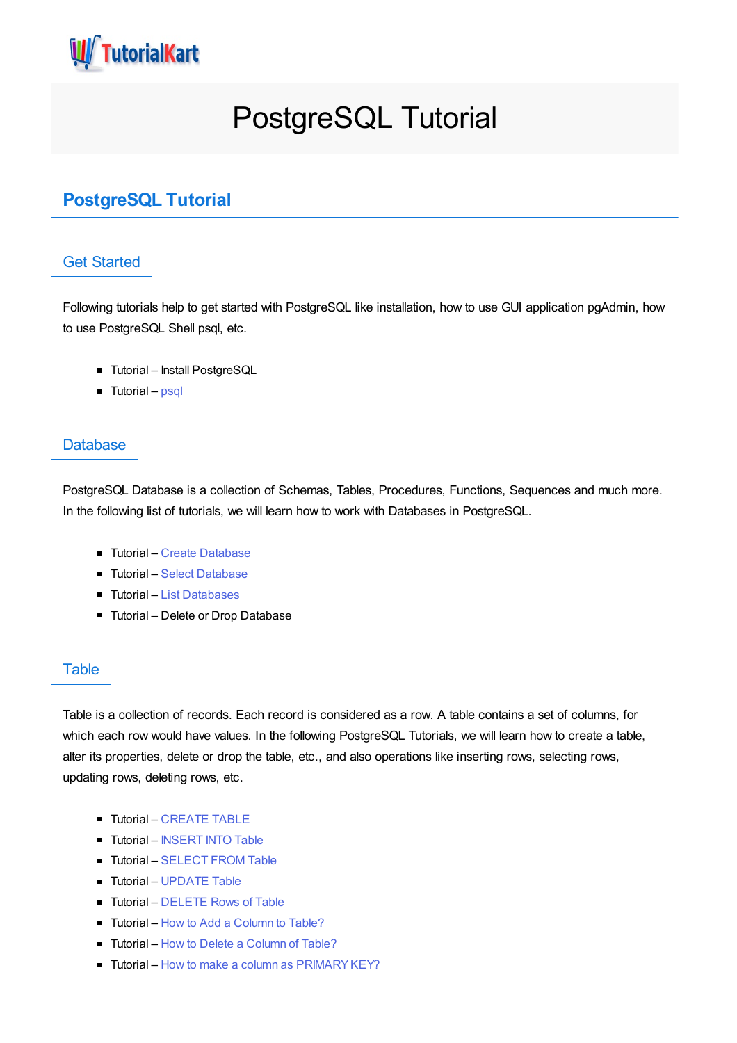# PostgreSQL Tutorial

## PostgreSQL Tutorial

### Get Started

Following tutorials help to get started with PostgreSQL like installation, how to use GUI application pgAdmin, how to use PostgreSQL Shell psql, etc.

- Tutorial – Install PostgreSQL
- Tutorial – psql

### Database

PostgreSQL Database is a collection of Schemas, Tables, Procedures, Functions, Sequences and much more. In the following list of tutorials, we will learn how to work with Databases in PostgreSQL.

- Tutorial – Create Database
- Tutorial – Select Database
- Tutorial – List Databases
- Tutorial – Delete or Drop Database

### Table

Table is a collection of records. Each record is considered as a row. A table contains a set of columns, for which each row would have values. In the following PostgreSQL Tutorials, we will learn how to create a table, alter its properties, delete or drop the table, etc., and also operations like inserting rows, selecting rows, updating rows, deleting rows, etc.

- Tutorial – CREATE TABLE
- Tutorial – INSERT INTO Table
- Tutorial – SELECT FROM Table
- Tutorial – UPDATE Table
- Tutorial – DELETE Rows of Table
- Tutorial – How to Add a Column to Table?
- Tutorial – How to Delete a Column of Table?
- Tutorial – How to make a column as PRIMARY KEY?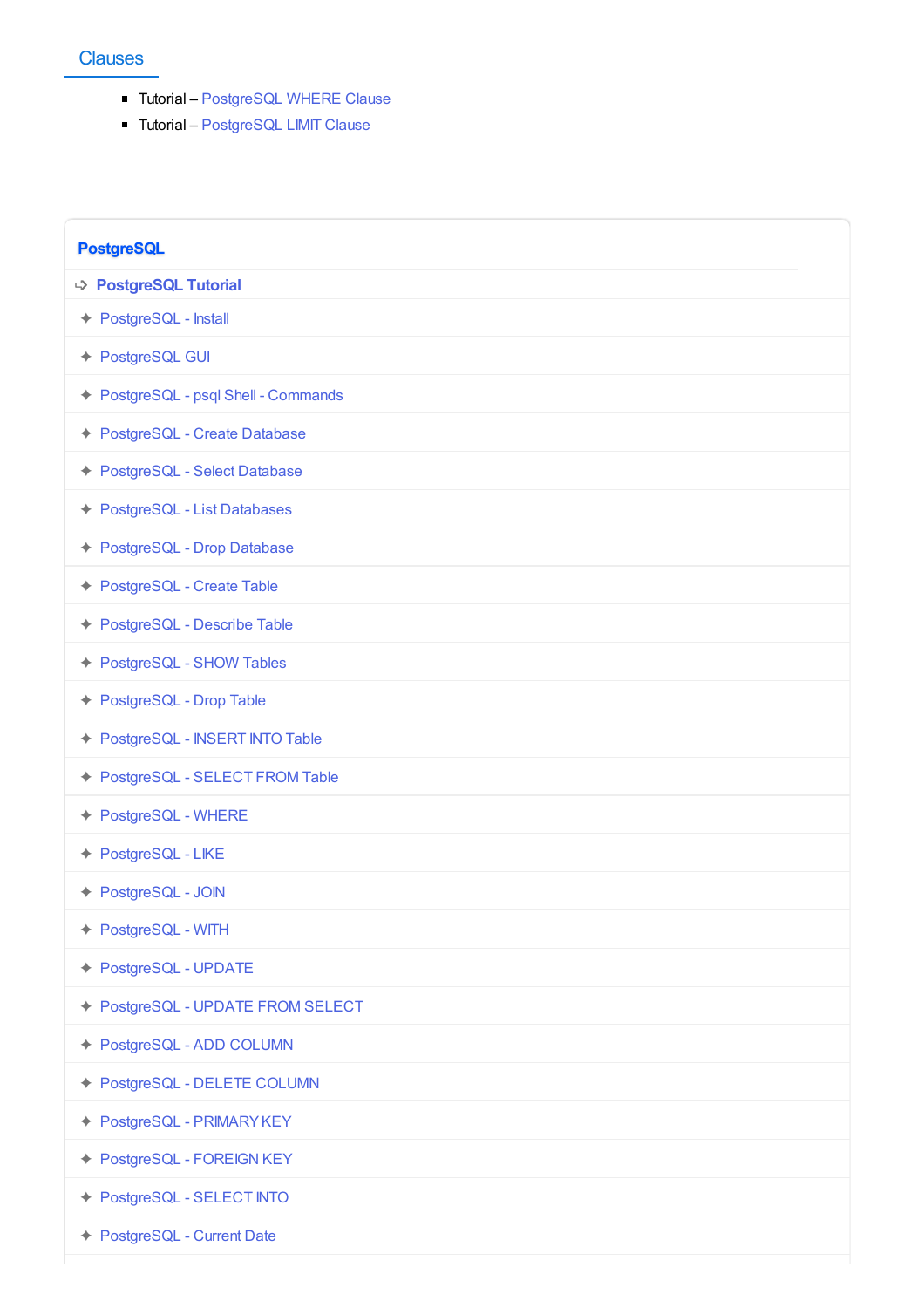## Clauses

- Tutorial – PostgreSQL WHERE Clause
- Tutorial – PostgreSQL LIMIT Clause

**PostgreSQL**

➪ **PostgreSQL Tutorial**

- ✦ PostgreSQL - Install
- ✦ PostgreSQL GUI
- ✦ PostgreSQL - psql Shell - Commands
- ✦ PostgreSQL - Create Database
- ✦ PostgreSQL - Select Database
- ✦ PostgreSQL - List Databases
- ✦ PostgreSQL - Drop Database
- ✦ PostgreSQL - Create Table
- ✦ PostgreSQL - Describe Table
- ✦ PostgreSQL - SHOW Tables
- ✦ PostgreSQL - Drop Table
- ✦ PostgreSQL - INSERT INTO Table
- ✦ PostgreSQL - SELECT FROM Table
- ✦ PostgreSQL - WHERE
- ✦ PostgreSQL - LIKE
- ✦ PostgreSQL - JOIN
- ✦ PostgreSQL - WITH
- ✦ PostgreSQL - UPDATE
- ✦ PostgreSQL - UPDATE FROM SELECT
- ✦ PostgreSQL - ADD COLUMN
- ✦ PostgreSQL - DELETE COLUMN
- ✦ PostgreSQL - PRIMARY KEY
- ✦ PostgreSQL - FOREIGN KEY
- ✦ PostgreSQL - SELECT INTO
- ✦ PostgreSQL - Current Date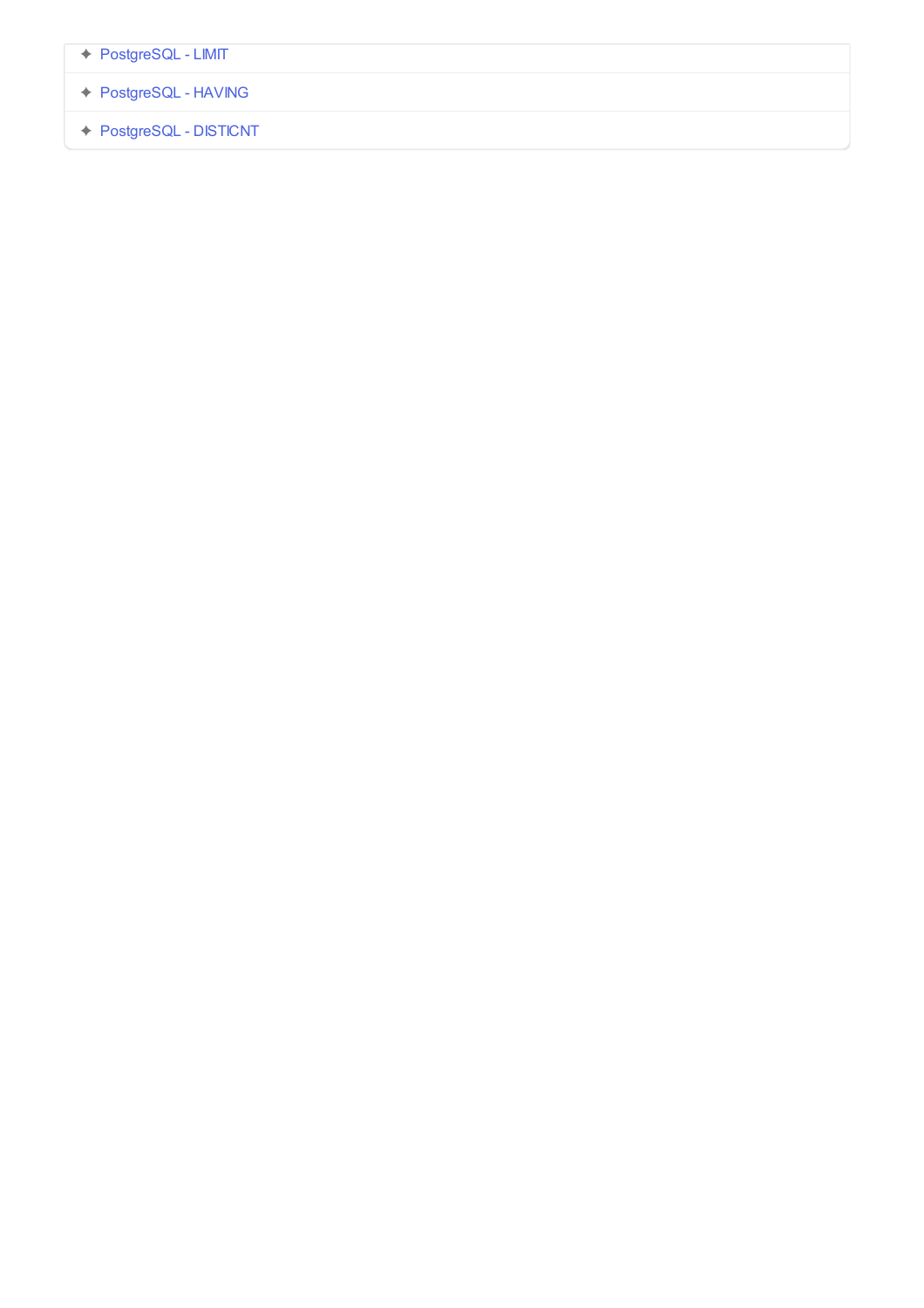- ✦ PostgreSQL - LIMIT
- ✦ PostgreSQL - HAVING
- ✦ PostgreSQL - DISTICNT